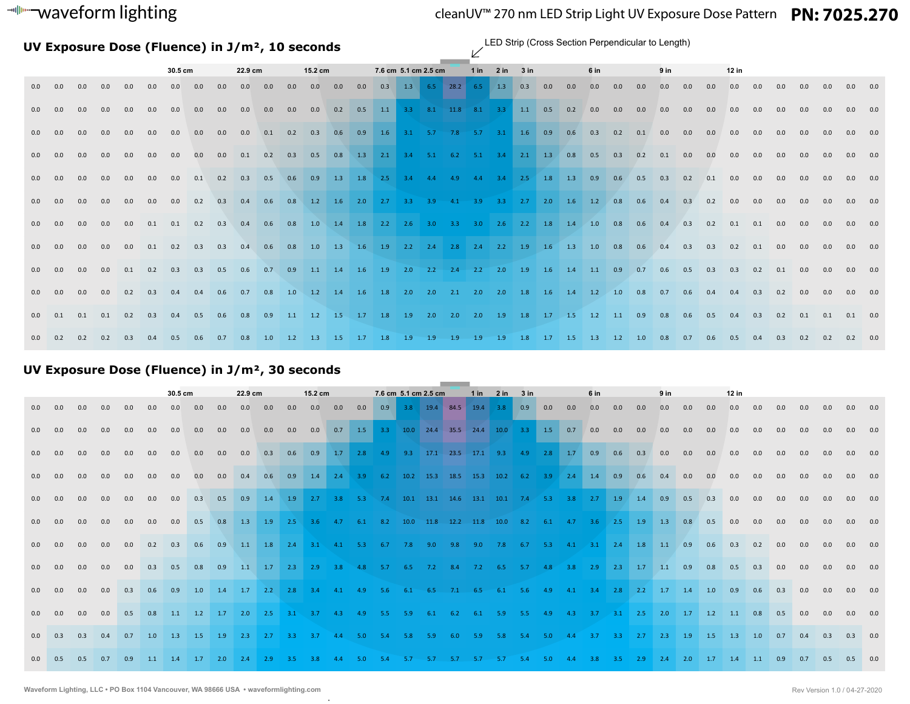# cleanUV™ 270 nm LED Strip Light UV Exposure Dose Pattern

**PN: 7025.270**

## UV Exposure Dose (Fluence) in J/m², 10 seconds

LED Strip (Cross Section Perpendicular to Length)

| | | | | | | 30.5 cm | | | 22.9 cm | | | 15.2 cm | | | 7.6 cm | 5.1 cm | 2.5 cm | | 1 in | 2 in | 3 in | | | 6 in | | | 9 in | | | 12 in | | | | | | |
|---|---|---|---|---|---|---|---|---|---|---|---|---|---|---|---|---|---|---|---|---|---|---|---|---|---|---|---|---|---|---|---|---|---|---|---|---|
| 0.0 | 0.0 | 0.0 | 0.0 | 0.0 | 0.0 | 0.0 | 0.0 | 0.0 | 0.0 | 0.0 | 0.0 | 0.0 | 0.0 | 0.0 | 0.3 | 1.3 | 6.5 | 28.2 | 6.5 | 1.3 | 0.3 | 0.0 | 0.0 | 0.0 | 0.0 | 0.0 | 0.0 | 0.0 | 0.0 | 0.0 | 0.0 | 0.0 | 0.0 | 0.0 | 0.0 | 0.0 |
| 0.0 | 0.0 | 0.0 | 0.0 | 0.0 | 0.0 | 0.0 | 0.0 | 0.0 | 0.0 | 0.0 | 0.0 | 0.0 | 0.2 | 0.5 | 1.1 | 3.3 | 8.1 | 11.8 | 8.1 | 3.3 | 1.1 | 0.5 | 0.2 | 0.0 | 0.0 | 0.0 | 0.0 | 0.0 | 0.0 | 0.0 | 0.0 | 0.0 | 0.0 | 0.0 | 0.0 | 0.0 |
| 0.0 | 0.0 | 0.0 | 0.0 | 0.0 | 0.0 | 0.0 | 0.0 | 0.0 | 0.0 | 0.1 | 0.2 | 0.3 | 0.6 | 0.9 | 1.6 | 3.1 | 5.7 | 7.8 | 5.7 | 3.1 | 1.6 | 0.9 | 0.6 | 0.3 | 0.2 | 0.1 | 0.0 | 0.0 | 0.0 | 0.0 | 0.0 | 0.0 | 0.0 | 0.0 | 0.0 | 0.0 |
| 0.0 | 0.0 | 0.0 | 0.0 | 0.0 | 0.0 | 0.0 | 0.0 | 0.0 | 0.1 | 0.2 | 0.3 | 0.5 | 0.8 | 1.3 | 2.1 | 3.4 | 5.1 | 6.2 | 5.1 | 3.4 | 2.1 | 1.3 | 0.8 | 0.5 | 0.3 | 0.2 | 0.1 | 0.0 | 0.0 | 0.0 | 0.0 | 0.0 | 0.0 | 0.0 | 0.0 | 0.0 |
| 0.0 | 0.0 | 0.0 | 0.0 | 0.0 | 0.0 | 0.0 | 0.1 | 0.2 | 0.3 | 0.5 | 0.6 | 0.9 | 1.3 | 1.8 | 2.5 | 3.4 | 4.4 | 4.9 | 4.4 | 3.4 | 2.5 | 1.8 | 1.3 | 0.9 | 0.6 | 0.5 | 0.3 | 0.2 | 0.1 | 0.0 | 0.0 | 0.0 | 0.0 | 0.0 | 0.0 | 0.0 |
| 0.0 | 0.0 | 0.0 | 0.0 | 0.0 | 0.0 | 0.0 | 0.2 | 0.3 | 0.4 | 0.6 | 0.8 | 1.2 | 1.6 | 2.0 | 2.7 | 3.3 | 3.9 | 4.1 | 3.9 | 3.3 | 2.7 | 2.0 | 1.6 | 1.2 | 0.8 | 0.6 | 0.4 | 0.3 | 0.2 | 0.0 | 0.0 | 0.0 | 0.0 | 0.0 | 0.0 | 0.0 |
| 0.0 | 0.0 | 0.0 | 0.0 | 0.0 | 0.1 | 0.1 | 0.2 | 0.3 | 0.4 | 0.6 | 0.8 | 1.0 | 1.4 | 1.8 | 2.2 | 2.6 | 3.0 | 3.3 | 3.0 | 2.6 | 2.2 | 1.8 | 1.4 | 1.0 | 0.8 | 0.6 | 0.4 | 0.3 | 0.2 | 0.1 | 0.1 | 0.0 | 0.0 | 0.0 | 0.0 | 0.0 |
| 0.0 | 0.0 | 0.0 | 0.0 | 0.0 | 0.1 | 0.2 | 0.3 | 0.3 | 0.4 | 0.6 | 0.8 | 1.0 | 1.3 | 1.6 | 1.9 | 2.2 | 2.4 | 2.8 | 2.4 | 2.2 | 1.9 | 1.6 | 1.3 | 1.0 | 0.8 | 0.6 | 0.4 | 0.3 | 0.3 | 0.2 | 0.1 | 0.0 | 0.0 | 0.0 | 0.0 | 0.0 |
| 0.0 | 0.0 | 0.0 | 0.0 | 0.1 | 0.2 | 0.3 | 0.3 | 0.5 | 0.6 | 0.7 | 0.9 | 1.1 | 1.4 | 1.6 | 1.9 | 2.0 | 2.2 | 2.4 | 2.2 | 2.0 | 1.9 | 1.6 | 1.4 | 1.1 | 0.9 | 0.7 | 0.6 | 0.5 | 0.3 | 0.3 | 0.2 | 0.1 | 0.0 | 0.0 | 0.0 | 0.0 |
| 0.0 | 0.0 | 0.0 | 0.0 | 0.2 | 0.3 | 0.4 | 0.4 | 0.6 | 0.7 | 0.8 | 1.0 | 1.2 | 1.4 | 1.6 | 1.8 | 2.0 | 2.0 | 2.1 | 2.0 | 2.0 | 1.8 | 1.6 | 1.4 | 1.2 | 1.0 | 0.8 | 0.7 | 0.6 | 0.4 | 0.4 | 0.3 | 0.2 | 0.0 | 0.0 | 0.0 | 0.0 |
| 0.0 | 0.1 | 0.1 | 0.1 | 0.2 | 0.3 | 0.4 | 0.5 | 0.6 | 0.8 | 0.9 | 1.1 | 1.2 | 1.5 | 1.7 | 1.8 | 1.9 | 2.0 | 2.0 | 2.0 | 1.9 | 1.8 | 1.7 | 1.5 | 1.2 | 1.1 | 0.9 | 0.8 | 0.6 | 0.5 | 0.4 | 0.3 | 0.2 | 0.1 | 0.1 | 0.1 | 0.0 |
| 0.0 | 0.2 | 0.2 | 0.2 | 0.3 | 0.4 | 0.5 | 0.6 | 0.7 | 0.8 | 1.0 | 1.2 | 1.3 | 1.5 | 1.7 | 1.8 | 1.9 | 1.9 | 1.9 | 1.9 | 1.9 | 1.8 | 1.7 | 1.5 | 1.3 | 1.2 | 1.0 | 0.8 | 0.7 | 0.6 | 0.5 | 0.4 | 0.3 | 0.2 | 0.2 | 0.2 | 0.0 |

## UV Exposure Dose (Fluence) in J/m², 30 seconds

| | | | | | | 30.5 cm | | | 22.9 cm | | | 15.2 cm | | | 7.6 cm | 5.1 cm | 2.5 cm | | 1 in | 2 in | 3 in | | | 6 in | | | 9 in | | | 12 in | | | | | | |
|---|---|---|---|---|---|---|---|---|---|---|---|---|---|---|---|---|---|---|---|---|---|---|---|---|---|---|---|---|---|---|---|---|---|---|---|---|
| 0.0 | 0.0 | 0.0 | 0.0 | 0.0 | 0.0 | 0.0 | 0.0 | 0.0 | 0.0 | 0.0 | 0.0 | 0.0 | 0.0 | 0.0 | 0.9 | 3.8 | 19.4 | 84.5 | 19.4 | 3.8 | 0.9 | 0.0 | 0.0 | 0.0 | 0.0 | 0.0 | 0.0 | 0.0 | 0.0 | 0.0 | 0.0 | 0.0 | 0.0 | 0.0 | 0.0 | 0.0 |
| 0.0 | 0.0 | 0.0 | 0.0 | 0.0 | 0.0 | 0.0 | 0.0 | 0.0 | 0.0 | 0.0 | 0.0 | 0.0 | 0.7 | 1.5 | 3.3 | 10.0 | 24.4 | 35.5 | 24.4 | 10.0 | 3.3 | 1.5 | 0.7 | 0.0 | 0.0 | 0.0 | 0.0 | 0.0 | 0.0 | 0.0 | 0.0 | 0.0 | 0.0 | 0.0 | 0.0 | 0.0 |
| 0.0 | 0.0 | 0.0 | 0.0 | 0.0 | 0.0 | 0.0 | 0.0 | 0.0 | 0.0 | 0.3 | 0.6 | 0.9 | 1.7 | 2.8 | 4.9 | 9.3 | 17.1 | 23.5 | 17.1 | 9.3 | 4.9 | 2.8 | 1.7 | 0.9 | 0.6 | 0.3 | 0.0 | 0.0 | 0.0 | 0.0 | 0.0 | 0.0 | 0.0 | 0.0 | 0.0 | 0.0 |
| 0.0 | 0.0 | 0.0 | 0.0 | 0.0 | 0.0 | 0.0 | 0.0 | 0.0 | 0.4 | 0.6 | 0.9 | 1.4 | 2.4 | 3.9 | 6.2 | 10.2 | 15.3 | 18.5 | 15.3 | 10.2 | 6.2 | 3.9 | 2.4 | 1.4 | 0.9 | 0.6 | 0.4 | 0.0 | 0.0 | 0.0 | 0.0 | 0.0 | 0.0 | 0.0 | 0.0 | 0.0 |
| 0.0 | 0.0 | 0.0 | 0.0 | 0.0 | 0.0 | 0.0 | 0.3 | 0.5 | 0.9 | 1.4 | 1.9 | 2.7 | 3.8 | 5.3 | 7.4 | 10.1 | 13.1 | 14.6 | 13.1 | 10.1 | 7.4 | 5.3 | 3.8 | 2.7 | 1.9 | 1.4 | 0.9 | 0.5 | 0.3 | 0.0 | 0.0 | 0.0 | 0.0 | 0.0 | 0.0 | 0.0 |
| 0.0 | 0.0 | 0.0 | 0.0 | 0.0 | 0.0 | 0.0 | 0.5 | 0.8 | 1.3 | 1.9 | 2.5 | 3.6 | 4.7 | 6.1 | 8.2 | 10.0 | 11.8 | 12.2 | 11.8 | 10.0 | 8.2 | 6.1 | 4.7 | 3.6 | 2.5 | 1.9 | 1.3 | 0.8 | 0.5 | 0.0 | 0.0 | 0.0 | 0.0 | 0.0 | 0.0 | 0.0 |
| 0.0 | 0.0 | 0.0 | 0.0 | 0.0 | 0.2 | 0.3 | 0.6 | 0.9 | 1.1 | 1.8 | 2.4 | 3.1 | 4.1 | 5.3 | 6.7 | 7.8 | 9.0 | 9.8 | 9.0 | 7.8 | 6.7 | 5.3 | 4.1 | 3.1 | 2.4 | 1.8 | 1.1 | 0.9 | 0.6 | 0.3 | 0.2 | 0.0 | 0.0 | 0.0 | 0.0 | 0.0 |
| 0.0 | 0.0 | 0.0 | 0.0 | 0.0 | 0.3 | 0.5 | 0.8 | 0.9 | 1.1 | 1.7 | 2.3 | 2.9 | 3.8 | 4.8 | 5.7 | 6.5 | 7.2 | 8.4 | 7.2 | 6.5 | 5.7 | 4.8 | 3.8 | 2.9 | 2.3 | 1.7 | 1.1 | 0.9 | 0.8 | 0.5 | 0.3 | 0.0 | 0.0 | 0.0 | 0.0 | 0.0 |
| 0.0 | 0.0 | 0.0 | 0.0 | 0.3 | 0.6 | 0.9 | 1.0 | 1.4 | 1.7 | 2.2 | 2.8 | 3.4 | 4.1 | 4.9 | 5.6 | 6.1 | 6.5 | 7.1 | 6.5 | 6.1 | 5.6 | 4.9 | 4.1 | 3.4 | 2.8 | 2.2 | 1.7 | 1.4 | 1.0 | 0.9 | 0.6 | 0.3 | 0.0 | 0.0 | 0.0 | 0.0 |
| 0.0 | 0.0 | 0.0 | 0.0 | 0.5 | 0.8 | 1.1 | 1.2 | 1.7 | 2.0 | 2.5 | 3.1 | 3.7 | 4.3 | 4.9 | 5.5 | 5.9 | 6.1 | 6.2 | 6.1 | 5.9 | 5.5 | 4.9 | 4.3 | 3.7 | 3.1 | 2.5 | 2.0 | 1.7 | 1.2 | 1.1 | 0.8 | 0.5 | 0.0 | 0.0 | 0.0 | 0.0 |
| 0.0 | 0.3 | 0.3 | 0.4 | 0.7 | 1.0 | 1.3 | 1.5 | 1.9 | 2.3 | 2.7 | 3.3 | 3.7 | 4.4 | 5.0 | 5.4 | 5.8 | 5.9 | 6.0 | 5.9 | 5.8 | 5.4 | 5.0 | 4.4 | 3.7 | 3.3 | 2.7 | 2.3 | 1.9 | 1.5 | 1.3 | 1.0 | 0.7 | 0.4 | 0.3 | 0.3 | 0.0 |
| 0.0 | 0.5 | 0.5 | 0.7 | 0.9 | 1.1 | 1.4 | 1.7 | 2.0 | 2.4 | 2.9 | 3.5 | 3.8 | 4.4 | 5.0 | 5.4 | 5.7 | 5.7 | 5.7 | 5.7 | 5.7 | 5.4 | 5.0 | 4.4 | 3.8 | 3.5 | 2.9 | 2.4 | 2.0 | 1.7 | 1.4 | 1.1 | 0.9 | 0.7 | 0.5 | 0.5 | 0.0 |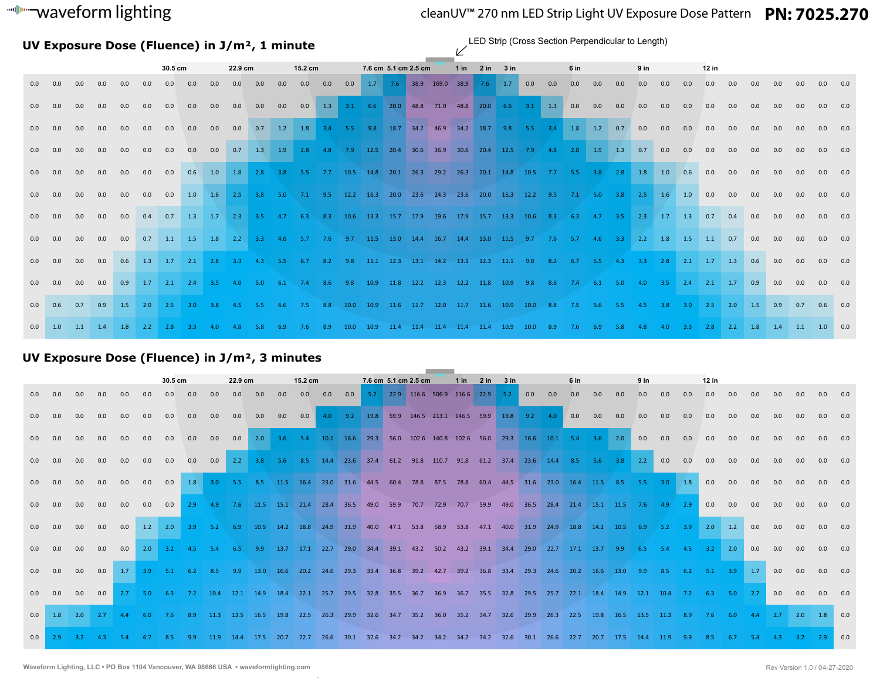# cleanUV™ 270 nm LED Strip Light UV Exposure Dose Pattern

**PN: 7025.270**

LED Strip (Cross Section Perpendicular to Length)

## UV Exposure Dose (Fluence) in J/m², 1 minute

| | | | | | | 30.5 cm | | | 22.9 cm | | | 15.2 cm | | | 7.6 cm | 5.1 cm | 2.5 cm | | 1 in | 2 in | 3 in | | | 6 in | | | 9 in | | | 12 in | | | | | | |
|---|---|---|---|---|---|---|---|---|---|---|---|---|---|---|---|---|---|---|---|---|---|---|---|---|---|---|---|---|---|---|---|---|---|---|---|---|
| 0.0 | 0.0 | 0.0 | 0.0 | 0.0 | 0.0 | 0.0 | 0.0 | 0.0 | 0.0 | 0.0 | 0.0 | 0.0 | 0.0 | 0.0 | 1.7 | 7.6 | 38.9 | 169.0 | 38.9 | 7.6 | 1.7 | 0.0 | 0.0 | 0.0 | 0.0 | 0.0 | 0.0 | 0.0 | 0.0 | 0.0 | 0.0 | 0.0 | 0.0 | 0.0 | 0.0 | 0.0 |
| 0.0 | 0.0 | 0.0 | 0.0 | 0.0 | 0.0 | 0.0 | 0.0 | 0.0 | 0.0 | 0.0 | 0.0 | 0.0 | 1.3 | 3.1 | 6.6 | 20.0 | 48.8 | 71.0 | 48.8 | 20.0 | 6.6 | 3.1 | 1.3 | 0.0 | 0.0 | 0.0 | 0.0 | 0.0 | 0.0 | 0.0 | 0.0 | 0.0 | 0.0 | 0.0 | 0.0 | 0.0 |
| 0.0 | 0.0 | 0.0 | 0.0 | 0.0 | 0.0 | 0.0 | 0.0 | 0.0 | 0.0 | 0.7 | 1.2 | 1.8 | 3.4 | 5.5 | 9.8 | 18.7 | 34.2 | 46.9 | 34.2 | 18.7 | 9.8 | 5.5 | 3.4 | 1.8 | 1.2 | 0.7 | 0.0 | 0.0 | 0.0 | 0.0 | 0.0 | 0.0 | 0.0 | 0.0 | 0.0 | 0.0 |
| 0.0 | 0.0 | 0.0 | 0.0 | 0.0 | 0.0 | 0.0 | 0.0 | 0.0 | 0.7 | 1.3 | 1.9 | 2.8 | 4.8 | 7.9 | 12.5 | 20.4 | 30.6 | 36.9 | 30.6 | 20.4 | 12.5 | 7.9 | 4.8 | 2.8 | 1.9 | 1.3 | 0.7 | 0.0 | 0.0 | 0.0 | 0.0 | 0.0 | 0.0 | 0.0 | 0.0 | 0.0 |
| 0.0 | 0.0 | 0.0 | 0.0 | 0.0 | 0.0 | 0.0 | 0.6 | 1.0 | 1.8 | 2.8 | 3.8 | 5.5 | 7.7 | 10.5 | 14.8 | 20.1 | 26.3 | 29.2 | 26.3 | 20.1 | 14.8 | 10.5 | 7.7 | 5.5 | 3.8 | 2.8 | 1.8 | 1.0 | 0.6 | 0.0 | 0.0 | 0.0 | 0.0 | 0.0 | 0.0 | 0.0 |
| 0.0 | 0.0 | 0.0 | 0.0 | 0.0 | 0.0 | 0.0 | 1.0 | 1.6 | 2.5 | 3.8 | 5.0 | 7.1 | 9.5 | 12.2 | 16.3 | 20.0 | 23.6 | 24.3 | 23.6 | 20.0 | 16.3 | 12.2 | 9.5 | 7.1 | 5.0 | 3.8 | 2.5 | 1.6 | 1.0 | 0.0 | 0.0 | 0.0 | 0.0 | 0.0 | 0.0 | 0.0 |
| 0.0 | 0.0 | 0.0 | 0.0 | 0.0 | 0.4 | 0.7 | 1.3 | 1.7 | 2.3 | 3.5 | 4.7 | 6.3 | 8.3 | 10.6 | 13.3 | 15.7 | 17.9 | 19.6 | 17.9 | 15.7 | 13.3 | 10.6 | 8.3 | 6.3 | 4.7 | 3.5 | 2.3 | 1.7 | 1.3 | 0.7 | 0.4 | 0.0 | 0.0 | 0.0 | 0.0 | 0.0 |
| 0.0 | 0.0 | 0.0 | 0.0 | 0.0 | 0.7 | 1.1 | 1.5 | 1.8 | 2.2 | 3.3 | 4.6 | 5.7 | 7.6 | 9.7 | 11.5 | 13.0 | 14.4 | 16.7 | 14.4 | 13.0 | 11.5 | 9.7 | 7.6 | 5.7 | 4.6 | 3.3 | 2.2 | 1.8 | 1.5 | 1.1 | 0.7 | 0.0 | 0.0 | 0.0 | 0.0 | 0.0 |
| 0.0 | 0.0 | 0.0 | 0.0 | 0.6 | 1.3 | 1.7 | 2.1 | 2.8 | 3.3 | 4.3 | 5.5 | 6.7 | 8.2 | 9.8 | 11.1 | 12.3 | 13.1 | 14.2 | 13.1 | 12.3 | 11.1 | 9.8 | 8.2 | 6.7 | 5.5 | 4.3 | 3.3 | 2.8 | 2.1 | 1.7 | 1.3 | 0.6 | 0.0 | 0.0 | 0.0 | 0.0 |
| 0.0 | 0.0 | 0.0 | 0.0 | 0.9 | 1.7 | 2.1 | 2.4 | 3.5 | 4.0 | 5.0 | 6.1 | 7.4 | 8.6 | 9.8 | 10.9 | 11.8 | 12.2 | 12.3 | 12.2 | 11.8 | 10.9 | 9.8 | 8.6 | 7.4 | 6.1 | 5.0 | 4.0 | 3.5 | 2.4 | 2.1 | 1.7 | 0.9 | 0.0 | 0.0 | 0.0 | 0.0 |
| 0.0 | 0.6 | 0.7 | 0.9 | 1.5 | 2.0 | 2.5 | 3.0 | 3.8 | 4.5 | 5.5 | 6.6 | 7.5 | 8.8 | 10.0 | 10.9 | 11.6 | 11.7 | 12.0 | 11.7 | 11.6 | 10.9 | 10.0 | 8.8 | 7.5 | 6.6 | 5.5 | 4.5 | 3.8 | 3.0 | 2.5 | 2.0 | 1.5 | 0.9 | 0.7 | 0.6 | 0.0 |
| 0.0 | 1.0 | 1.1 | 1.4 | 1.8 | 2.2 | 2.8 | 3.3 | 4.0 | 4.8 | 5.8 | 6.9 | 7.6 | 8.9 | 10.0 | 10.9 | 11.4 | 11.4 | 11.4 | 11.4 | 11.4 | 10.9 | 10.0 | 8.9 | 7.6 | 6.9 | 5.8 | 4.8 | 4.0 | 3.3 | 2.8 | 2.2 | 1.8 | 1.4 | 1.1 | 1.0 | 0.0 |

## UV Exposure Dose (Fluence) in J/m², 3 minutes

| | | | | | | 30.5 cm | | | 22.9 cm | | | 15.2 cm | | | 7.6 cm | 5.1 cm | 2.5 cm | | 1 in | 2 in | 3 in | | | 6 in | | | 9 in | | | 12 in | | | | | | |
|---|---|---|---|---|---|---|---|---|---|---|---|---|---|---|---|---|---|---|---|---|---|---|---|---|---|---|---|---|---|---|---|---|---|---|---|---|
| 0.0 | 0.0 | 0.0 | 0.0 | 0.0 | 0.0 | 0.0 | 0.0 | 0.0 | 0.0 | 0.0 | 0.0 | 0.0 | 0.0 | 0.0 | 5.2 | 22.9 | 116.6 | 506.9 | 116.6 | 22.9 | 5.2 | 0.0 | 0.0 | 0.0 | 0.0 | 0.0 | 0.0 | 0.0 | 0.0 | 0.0 | 0.0 | 0.0 | 0.0 | 0.0 | 0.0 | 0.0 |
| 0.0 | 0.0 | 0.0 | 0.0 | 0.0 | 0.0 | 0.0 | 0.0 | 0.0 | 0.0 | 0.0 | 0.0 | 0.0 | 4.0 | 9.2 | 19.8 | 59.9 | 146.5 | 213.1 | 146.5 | 59.9 | 19.8 | 9.2 | 4.0 | 0.0 | 0.0 | 0.0 | 0.0 | 0.0 | 0.0 | 0.0 | 0.0 | 0.0 | 0.0 | 0.0 | 0.0 | 0.0 |
| 0.0 | 0.0 | 0.0 | 0.0 | 0.0 | 0.0 | 0.0 | 0.0 | 0.0 | 0.0 | 2.0 | 3.6 | 5.4 | 10.1 | 16.6 | 29.3 | 56.0 | 102.6 | 140.8 | 102.6 | 56.0 | 29.3 | 16.6 | 10.1 | 5.4 | 3.6 | 2.0 | 0.0 | 0.0 | 0.0 | 0.0 | 0.0 | 0.0 | 0.0 | 0.0 | 0.0 | 0.0 |
| 0.0 | 0.0 | 0.0 | 0.0 | 0.0 | 0.0 | 0.0 | 0.0 | 0.0 | 2.2 | 3.8 | 5.6 | 8.5 | 14.4 | 23.6 | 37.4 | 61.2 | 91.8 | 110.7 | 91.8 | 61.2 | 37.4 | 23.6 | 14.4 | 8.5 | 5.6 | 3.8 | 2.2 | 0.0 | 0.0 | 0.0 | 0.0 | 0.0 | 0.0 | 0.0 | 0.0 | 0.0 |
| 0.0 | 0.0 | 0.0 | 0.0 | 0.0 | 0.0 | 0.0 | 1.8 | 3.0 | 5.5 | 8.5 | 11.5 | 16.4 | 23.0 | 31.6 | 44.5 | 60.4 | 78.8 | 87.5 | 78.8 | 60.4 | 44.5 | 31.6 | 23.0 | 16.4 | 11.5 | 8.5 | 5.5 | 3.0 | 1.8 | 0.0 | 0.0 | 0.0 | 0.0 | 0.0 | 0.0 | 0.0 |
| 0.0 | 0.0 | 0.0 | 0.0 | 0.0 | 0.0 | 0.0 | 2.9 | 4.9 | 7.6 | 11.5 | 15.1 | 21.4 | 28.4 | 36.5 | 49.0 | 59.9 | 70.7 | 72.9 | 70.7 | 59.9 | 49.0 | 36.5 | 28.4 | 21.4 | 15.1 | 11.5 | 7.6 | 4.9 | 2.9 | 0.0 | 0.0 | 0.0 | 0.0 | 0.0 | 0.0 | 0.0 |
| 0.0 | 0.0 | 0.0 | 0.0 | 0.0 | 1.2 | 2.0 | 3.9 | 5.2 | 6.9 | 10.5 | 14.2 | 18.8 | 24.9 | 31.9 | 40.0 | 47.1 | 53.8 | 58.9 | 53.8 | 47.1 | 40.0 | 31.9 | 24.9 | 18.8 | 14.2 | 10.5 | 6.9 | 5.2 | 3.9 | 2.0 | 1.2 | 0.0 | 0.0 | 0.0 | 0.0 | 0.0 |
| 0.0 | 0.0 | 0.0 | 0.0 | 0.0 | 2.0 | 3.2 | 4.5 | 5.4 | 6.5 | 9.9 | 13.7 | 17.1 | 22.7 | 29.0 | 34.4 | 39.1 | 43.2 | 50.2 | 43.2 | 39.1 | 34.4 | 29.0 | 22.7 | 17.1 | 13.7 | 9.9 | 6.5 | 5.4 | 4.5 | 3.2 | 2.0 | 0.0 | 0.0 | 0.0 | 0.0 | 0.0 |
| 0.0 | 0.0 | 0.0 | 0.0 | 1.7 | 3.9 | 5.1 | 6.2 | 8.5 | 9.9 | 13.0 | 16.6 | 20.2 | 24.6 | 29.3 | 33.4 | 36.8 | 39.2 | 42.7 | 39.2 | 36.8 | 33.4 | 29.3 | 24.6 | 20.2 | 16.6 | 13.0 | 9.9 | 8.5 | 6.2 | 5.1 | 3.9 | 1.7 | 0.0 | 0.0 | 0.0 | 0.0 |
| 0.0 | 0.0 | 0.0 | 0.0 | 2.7 | 5.0 | 6.3 | 7.2 | 10.4 | 12.1 | 14.9 | 18.4 | 22.1 | 25.7 | 29.5 | 32.8 | 35.5 | 36.7 | 36.9 | 36.7 | 35.5 | 32.8 | 29.5 | 25.7 | 22.1 | 18.4 | 14.9 | 12.1 | 10.4 | 7.2 | 6.3 | 5.0 | 2.7 | 0.0 | 0.0 | 0.0 | 0.0 |
| 0.0 | 1.8 | 2.0 | 2.7 | 4.4 | 6.0 | 7.6 | 8.9 | 11.3 | 13.5 | 16.5 | 19.8 | 22.5 | 26.3 | 29.9 | 32.6 | 34.7 | 35.2 | 36.0 | 35.2 | 34.7 | 32.6 | 29.9 | 26.3 | 22.5 | 19.8 | 16.5 | 13.5 | 11.3 | 8.9 | 7.6 | 6.0 | 4.4 | 2.7 | 2.0 | 1.8 | 0.0 |
| 0.0 | 2.9 | 3.2 | 4.3 | 5.4 | 6.7 | 8.5 | 9.9 | 11.9 | 14.4 | 17.5 | 20.7 | 22.7 | 26.6 | 30.1 | 32.6 | 34.2 | 34.2 | 34.2 | 34.2 | 34.2 | 32.6 | 30.1 | 26.6 | 22.7 | 20.7 | 17.5 | 14.4 | 11.9 | 9.9 | 8.5 | 6.7 | 5.4 | 4.3 | 3.2 | 2.9 | 0.0 |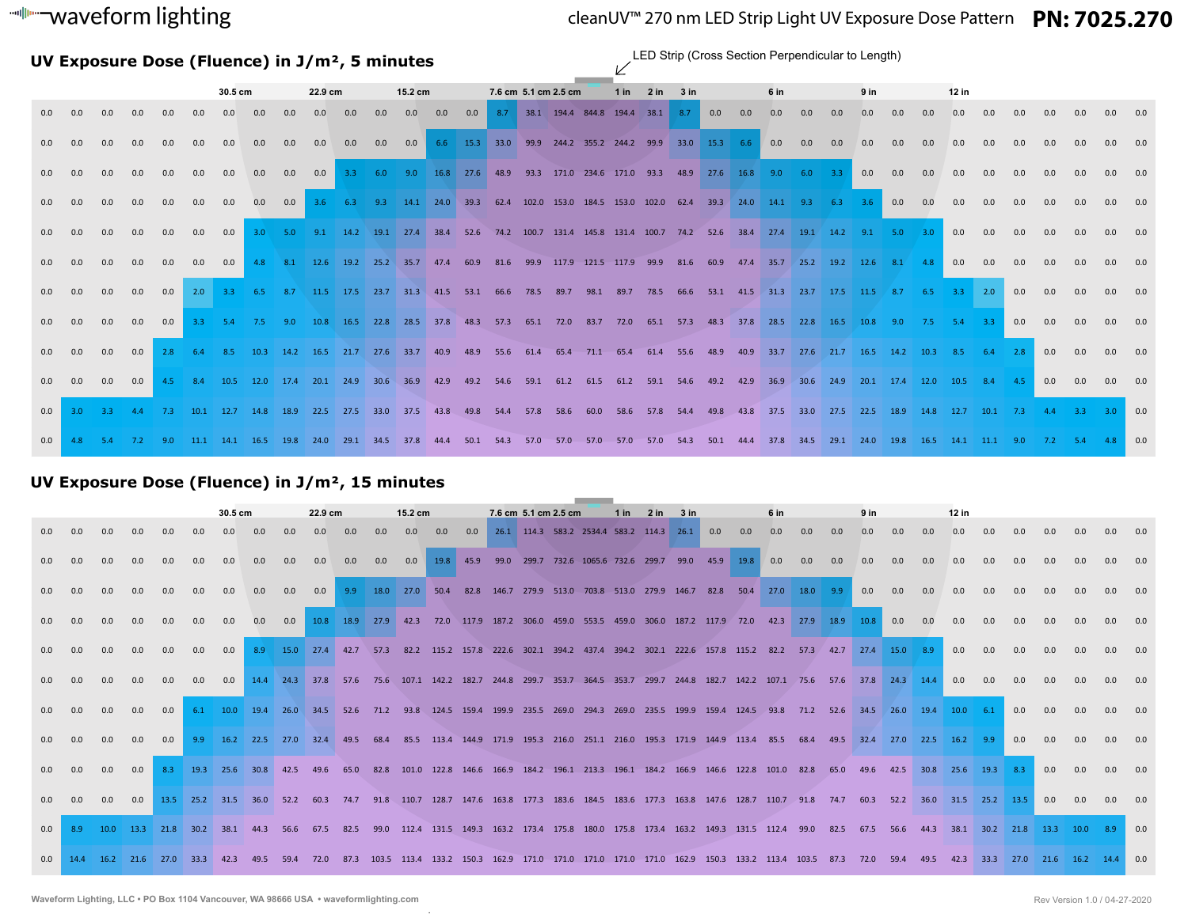waveform lighting

# cleanUV™ 270 nm LED Strip Light UV Exposure Dose Pattern

**PN: 7025.270**

LED Strip (Cross Section Perpendicular to Length)

## UV Exposure Dose (Fluence) in J/m², 5 minutes

| | | | | | | 30.5 cm | | | 22.9 cm | | | 15.2 cm | | | 7.6 cm | 5.1 cm | 2.5 cm | | 1 in | 2 in | 3 in | | | 6 in | | | 9 in | | | 12 in | | | | | | |
|---|---|---|---|---|---|---|---|---|---|---|---|---|---|---|---|---|---|---|---|---|---|---|---|---|---|---|---|---|---|---|---|---|---|---|---|---|
| 0.0 | 0.0 | 0.0 | 0.0 | 0.0 | 0.0 | 0.0 | 0.0 | 0.0 | 0.0 | 0.0 | 0.0 | 0.0 | 0.0 | 0.0 | 8.7 | 38.1 | 194.4 | 844.8 | 194.4 | 38.1 | 8.7 | 0.0 | 0.0 | 0.0 | 0.0 | 0.0 | 0.0 | 0.0 | 0.0 | 0.0 | 0.0 | 0.0 | 0.0 | 0.0 | 0.0 | 0.0 |
| 0.0 | 0.0 | 0.0 | 0.0 | 0.0 | 0.0 | 0.0 | 0.0 | 0.0 | 0.0 | 0.0 | 0.0 | 0.0 | 6.6 | 15.3 | 33.0 | 99.9 | 244.2 | 355.2 | 244.2 | 99.9 | 33.0 | 15.3 | 6.6 | 0.0 | 0.0 | 0.0 | 0.0 | 0.0 | 0.0 | 0.0 | 0.0 | 0.0 | 0.0 | 0.0 | 0.0 | 0.0 |
| 0.0 | 0.0 | 0.0 | 0.0 | 0.0 | 0.0 | 0.0 | 0.0 | 0.0 | 0.0 | 3.3 | 6.0 | 9.0 | 16.8 | 27.6 | 48.9 | 93.3 | 171.0 | 234.6 | 171.0 | 93.3 | 48.9 | 27.6 | 16.8 | 9.0 | 6.0 | 3.3 | 0.0 | 0.0 | 0.0 | 0.0 | 0.0 | 0.0 | 0.0 | 0.0 | 0.0 | 0.0 |
| 0.0 | 0.0 | 0.0 | 0.0 | 0.0 | 0.0 | 0.0 | 0.0 | 0.0 | 3.6 | 6.3 | 9.3 | 14.1 | 24.0 | 39.3 | 62.4 | 102.0 | 153.0 | 184.5 | 153.0 | 102.0 | 62.4 | 39.3 | 24.0 | 14.1 | 9.3 | 6.3 | 3.6 | 0.0 | 0.0 | 0.0 | 0.0 | 0.0 | 0.0 | 0.0 | 0.0 | 0.0 |
| 0.0 | 0.0 | 0.0 | 0.0 | 0.0 | 0.0 | 0.0 | 3.0 | 5.0 | 9.1 | 14.2 | 19.1 | 27.4 | 38.4 | 52.6 | 74.2 | 100.7 | 131.4 | 145.8 | 131.4 | 100.7 | 74.2 | 52.6 | 38.4 | 27.4 | 19.1 | 14.2 | 9.1 | 5.0 | 3.0 | 0.0 | 0.0 | 0.0 | 0.0 | 0.0 | 0.0 | 0.0 |
| 0.0 | 0.0 | 0.0 | 0.0 | 0.0 | 0.0 | 0.0 | 4.8 | 8.1 | 12.6 | 19.2 | 25.2 | 35.7 | 47.4 | 60.9 | 81.6 | 99.9 | 117.9 | 121.5 | 117.9 | 99.9 | 81.6 | 60.9 | 47.4 | 35.7 | 25.2 | 19.2 | 12.6 | 8.1 | 4.8 | 0.0 | 0.0 | 0.0 | 0.0 | 0.0 | 0.0 | 0.0 |
| 0.0 | 0.0 | 0.0 | 0.0 | 0.0 | 2.0 | 3.3 | 6.5 | 8.7 | 11.5 | 17.5 | 23.7 | 31.3 | 41.5 | 53.1 | 66.6 | 78.5 | 89.7 | 98.1 | 89.7 | 78.5 | 66.6 | 53.1 | 41.5 | 31.3 | 23.7 | 17.5 | 11.5 | 8.7 | 6.5 | 3.3 | 2.0 | 0.0 | 0.0 | 0.0 | 0.0 | 0.0 |
| 0.0 | 0.0 | 0.0 | 0.0 | 0.0 | 3.3 | 5.4 | 7.5 | 9.0 | 10.8 | 16.5 | 22.8 | 28.5 | 37.8 | 48.3 | 57.3 | 65.1 | 72.0 | 83.7 | 72.0 | 65.1 | 57.3 | 48.3 | 37.8 | 28.5 | 22.8 | 16.5 | 10.8 | 9.0 | 7.5 | 5.4 | 3.3 | 0.0 | 0.0 | 0.0 | 0.0 | 0.0 |
| 0.0 | 0.0 | 0.0 | 0.0 | 2.8 | 6.4 | 8.5 | 10.3 | 14.2 | 16.5 | 21.7 | 27.6 | 33.7 | 40.9 | 48.9 | 55.6 | 61.4 | 65.4 | 71.1 | 65.4 | 61.4 | 55.6 | 48.9 | 40.9 | 33.7 | 27.6 | 21.7 | 16.5 | 14.2 | 10.3 | 8.5 | 6.4 | 2.8 | 0.0 | 0.0 | 0.0 | 0.0 |
| 0.0 | 0.0 | 0.0 | 0.0 | 4.5 | 8.4 | 10.5 | 12.0 | 17.4 | 20.1 | 24.9 | 30.6 | 36.9 | 42.9 | 49.2 | 54.6 | 59.1 | 61.2 | 61.5 | 61.2 | 59.1 | 54.6 | 49.2 | 42.9 | 36.9 | 30.6 | 24.9 | 20.1 | 17.4 | 12.0 | 10.5 | 8.4 | 4.5 | 0.0 | 0.0 | 0.0 | 0.0 |
| 0.0 | 3.0 | 3.3 | 4.4 | 7.3 | 10.1 | 12.7 | 14.8 | 18.9 | 22.5 | 27.5 | 33.0 | 37.5 | 43.8 | 49.8 | 54.4 | 57.8 | 58.6 | 60.0 | 58.6 | 57.8 | 54.4 | 49.8 | 43.8 | 37.5 | 33.0 | 27.5 | 22.5 | 18.9 | 14.8 | 12.7 | 10.1 | 7.3 | 4.4 | 3.3 | 3.0 | 0.0 |
| 0.0 | 4.8 | 5.4 | 7.2 | 9.0 | 11.1 | 14.1 | 16.5 | 19.8 | 24.0 | 29.1 | 34.5 | 37.8 | 44.4 | 50.1 | 54.3 | 57.0 | 57.0 | 57.0 | 57.0 | 57.0 | 54.3 | 50.1 | 44.4 | 37.8 | 34.5 | 29.1 | 24.0 | 19.8 | 16.5 | 14.1 | 11.1 | 9.0 | 7.2 | 5.4 | 4.8 | 0.0 |

## UV Exposure Dose (Fluence) in J/m², 15 minutes

| | | | | | | 30.5 cm | | | 22.9 cm | | | 15.2 cm | | | 7.6 cm | 5.1 cm | 2.5 cm | | 1 in | 2 in | 3 in | | | 6 in | | | 9 in | | | 12 in | | | | | | |
|---|---|---|---|---|---|---|---|---|---|---|---|---|---|---|---|---|---|---|---|---|---|---|---|---|---|---|---|---|---|---|---|---|---|---|---|---|
| 0.0 | 0.0 | 0.0 | 0.0 | 0.0 | 0.0 | 0.0 | 0.0 | 0.0 | 0.0 | 0.0 | 0.0 | 0.0 | 0.0 | 0.0 | 26.1 | 114.3 | 583.2 | 2534.4 | 583.2 | 114.3 | 26.1 | 0.0 | 0.0 | 0.0 | 0.0 | 0.0 | 0.0 | 0.0 | 0.0 | 0.0 | 0.0 | 0.0 | 0.0 | 0.0 | 0.0 | 0.0 |
| 0.0 | 0.0 | 0.0 | 0.0 | 0.0 | 0.0 | 0.0 | 0.0 | 0.0 | 0.0 | 0.0 | 0.0 | 0.0 | 19.8 | 45.9 | 99.0 | 299.7 | 732.6 | 1065.6 | 732.6 | 299.7 | 99.0 | 45.9 | 19.8 | 0.0 | 0.0 | 0.0 | 0.0 | 0.0 | 0.0 | 0.0 | 0.0 | 0.0 | 0.0 | 0.0 | 0.0 | 0.0 |
| 0.0 | 0.0 | 0.0 | 0.0 | 0.0 | 0.0 | 0.0 | 0.0 | 0.0 | 0.0 | 9.9 | 18.0 | 27.0 | 50.4 | 82.8 | 146.7 | 279.9 | 513.0 | 703.8 | 513.0 | 279.9 | 146.7 | 82.8 | 50.4 | 27.0 | 18.0 | 9.9 | 0.0 | 0.0 | 0.0 | 0.0 | 0.0 | 0.0 | 0.0 | 0.0 | 0.0 | 0.0 |
| 0.0 | 0.0 | 0.0 | 0.0 | 0.0 | 0.0 | 0.0 | 0.0 | 0.0 | 10.8 | 18.9 | 27.9 | 42.3 | 72.0 | 117.9 | 187.2 | 306.0 | 459.0 | 553.5 | 459.0 | 306.0 | 187.2 | 117.9 | 72.0 | 42.3 | 27.9 | 18.9 | 10.8 | 0.0 | 0.0 | 0.0 | 0.0 | 0.0 | 0.0 | 0.0 | 0.0 | 0.0 |
| 0.0 | 0.0 | 0.0 | 0.0 | 0.0 | 0.0 | 0.0 | 8.9 | 15.0 | 27.4 | 42.7 | 57.3 | 82.2 | 115.2 | 157.8 | 222.6 | 302.1 | 394.2 | 437.4 | 394.2 | 302.1 | 222.6 | 157.8 | 115.2 | 82.2 | 57.3 | 42.7 | 27.4 | 15.0 | 8.9 | 0.0 | 0.0 | 0.0 | 0.0 | 0.0 | 0.0 | 0.0 |
| 0.0 | 0.0 | 0.0 | 0.0 | 0.0 | 0.0 | 0.0 | 14.4 | 24.3 | 37.8 | 57.6 | 75.6 | 107.1 | 142.2 | 182.7 | 244.8 | 299.7 | 353.7 | 364.5 | 353.7 | 299.7 | 244.8 | 182.7 | 142.2 | 107.1 | 75.6 | 57.6 | 37.8 | 24.3 | 14.4 | 0.0 | 0.0 | 0.0 | 0.0 | 0.0 | 0.0 | 0.0 |
| 0.0 | 0.0 | 0.0 | 0.0 | 0.0 | 6.1 | 10.0 | 19.4 | 26.0 | 34.5 | 52.6 | 71.2 | 93.8 | 124.5 | 159.4 | 199.9 | 235.5 | 269.0 | 294.3 | 269.0 | 235.5 | 199.9 | 159.4 | 124.5 | 93.8 | 71.2 | 52.6 | 34.5 | 26.0 | 19.4 | 10.0 | 6.1 | 0.0 | 0.0 | 0.0 | 0.0 | 0.0 |
| 0.0 | 0.0 | 0.0 | 0.0 | 0.0 | 9.9 | 16.2 | 22.5 | 27.0 | 32.4 | 49.5 | 68.4 | 85.5 | 113.4 | 144.9 | 171.9 | 195.3 | 216.0 | 251.1 | 216.0 | 195.3 | 171.9 | 144.9 | 113.4 | 85.5 | 68.4 | 49.5 | 32.4 | 27.0 | 22.5 | 16.2 | 9.9 | 0.0 | 0.0 | 0.0 | 0.0 | 0.0 |
| 0.0 | 0.0 | 0.0 | 0.0 | 8.3 | 19.3 | 25.6 | 30.8 | 42.5 | 49.6 | 65.0 | 82.8 | 101.0 | 122.8 | 146.6 | 166.9 | 184.2 | 196.1 | 213.3 | 196.1 | 184.2 | 166.9 | 146.6 | 122.8 | 101.0 | 82.8 | 65.0 | 49.6 | 42.5 | 30.8 | 25.6 | 19.3 | 8.3 | 0.0 | 0.0 | 0.0 | 0.0 |
| 0.0 | 0.0 | 0.0 | 0.0 | 13.5 | 25.2 | 31.5 | 36.0 | 52.2 | 60.3 | 74.7 | 91.8 | 110.7 | 128.7 | 147.6 | 163.8 | 177.3 | 183.6 | 184.5 | 183.6 | 177.3 | 163.8 | 147.6 | 128.7 | 110.7 | 91.8 | 74.7 | 60.3 | 52.2 | 36.0 | 31.5 | 25.2 | 13.5 | 0.0 | 0.0 | 0.0 | 0.0 |
| 0.0 | 8.9 | 10.0 | 13.3 | 21.8 | 30.2 | 38.1 | 44.3 | 56.6 | 67.5 | 82.5 | 99.0 | 112.4 | 131.5 | 149.3 | 163.2 | 173.4 | 175.8 | 180.0 | 175.8 | 173.4 | 163.2 | 149.3 | 131.5 | 112.4 | 99.0 | 82.5 | 67.5 | 56.6 | 44.3 | 38.1 | 30.2 | 21.8 | 13.3 | 10.0 | 8.9 | 0.0 |
| 0.0 | 14.4 | 16.2 | 21.6 | 27.0 | 33.3 | 42.3 | 49.5 | 59.4 | 72.0 | 87.3 | 103.5 | 113.4 | 133.2 | 150.3 | 162.9 | 171.0 | 171.0 | 171.0 | 171.0 | 171.0 | 162.9 | 150.3 | 133.2 | 113.4 | 103.5 | 87.3 | 72.0 | 59.4 | 49.5 | 42.3 | 33.3 | 27.0 | 21.6 | 16.2 | 14.4 | 0.0 |

Waveform Lighting, LLC • PO Box 1104 Vancouver, WA 98666 USA • waveformlighting.com

Rev Version 1.0 / 04-27-2020